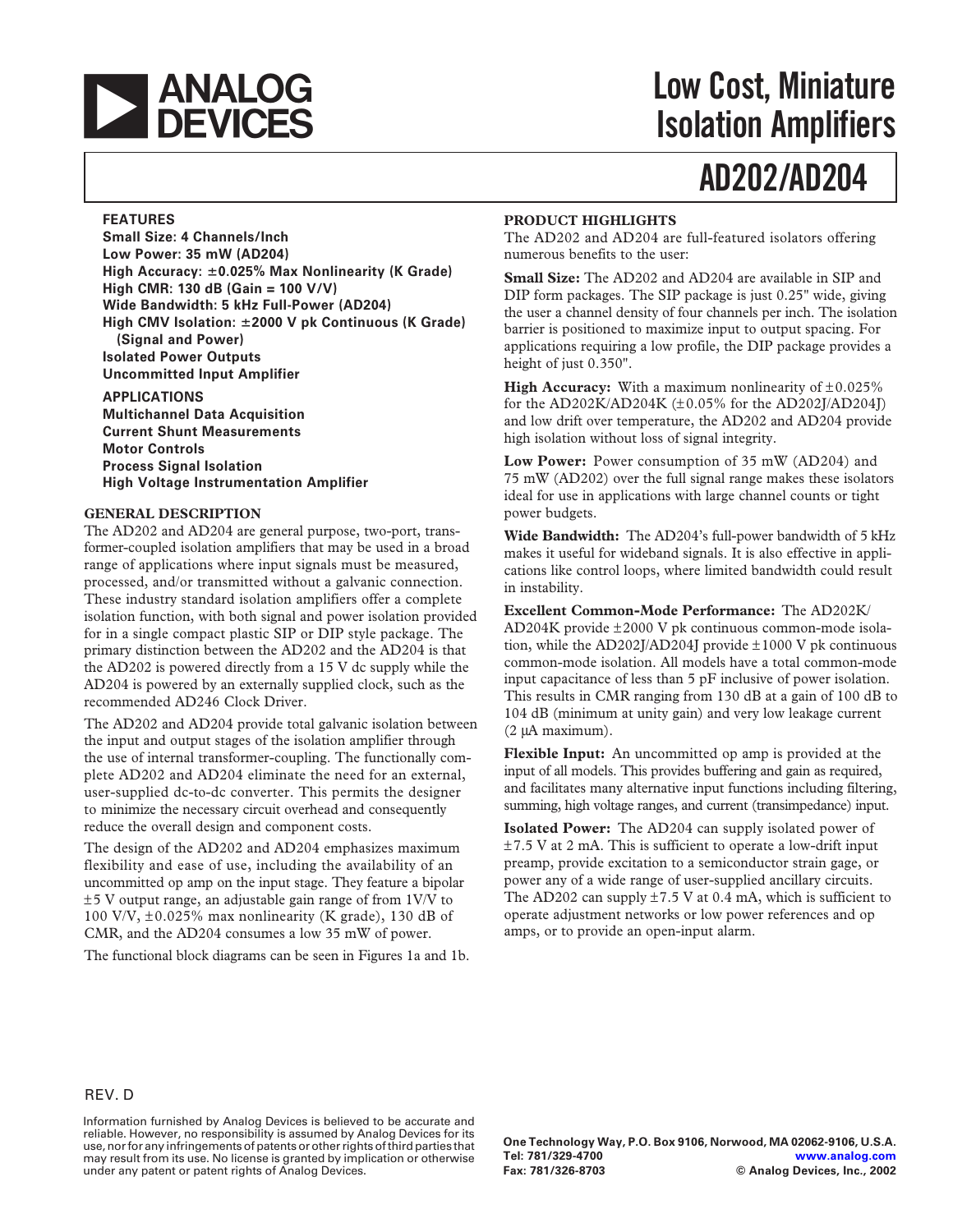# Low Cost, Miniature Isolation Amplifiers

# AD202/AD204

## FEATURES

**Small Size: 4 Channels/Inch**
**Low Power: 35 mW (AD204)**
**High Accuracy: ±0.025% Max Nonlinearity (K Grade)**
**High CMR: 130 dB (Gain = 100 V/V)**
**Wide Bandwidth: 5 kHz Full-Power (AD204)**
**High CMV Isolation: ±2000 V pk Continuous (K Grade) (Signal and Power)**
**Isolated Power Outputs**
**Uncommitted Input Amplifier**

## APPLICATIONS

**Multichannel Data Acquisition**
**Current Shunt Measurements**
**Motor Controls**
**Process Signal Isolation**
**High Voltage Instrumentation Amplifier**

## GENERAL DESCRIPTION

The AD202 and AD204 are general purpose, two-port, transformer-coupled isolation amplifiers that may be used in a broad range of applications where input signals must be measured, processed, and/or transmitted without a galvanic connection. These industry standard isolation amplifiers offer a complete isolation function, with both signal and power isolation provided for in a single compact plastic SIP or DIP style package. The primary distinction between the AD202 and the AD204 is that the AD202 is powered directly from a 15 V dc supply while the AD204 is powered by an externally supplied clock, such as the recommended AD246 Clock Driver.

The AD202 and AD204 provide total galvanic isolation between the input and output stages of the isolation amplifier through the use of internal transformer-coupling. The functionally complete AD202 and AD204 eliminate the need for an external, user-supplied dc-to-dc converter. This permits the designer to minimize the necessary circuit overhead and consequently reduce the overall design and component costs.

The design of the AD202 and AD204 emphasizes maximum flexibility and ease of use, including the availability of an uncommitted op amp on the input stage. They feature a bipolar ±5 V output range, an adjustable gain range of from 1V/V to 100 V/V, ±0.025% max nonlinearity (K grade), 130 dB of CMR, and the AD204 consumes a low 35 mW of power.

The functional block diagrams can be seen in Figures 1a and 1b.

## PRODUCT HIGHLIGHTS

The AD202 and AD204 are full-featured isolators offering numerous benefits to the user:

**Small Size:** The AD202 and AD204 are available in SIP and DIP form packages. The SIP package is just 0.25" wide, giving the user a channel density of four channels per inch. The isolation barrier is positioned to maximize input to output spacing. For applications requiring a low profile, the DIP package provides a height of just 0.350".

**High Accuracy:** With a maximum nonlinearity of ±0.025% for the AD202K/AD204K (±0.05% for the AD202J/AD204J) and low drift over temperature, the AD202 and AD204 provide high isolation without loss of signal integrity.

**Low Power:** Power consumption of 35 mW (AD204) and 75 mW (AD202) over the full signal range makes these isolators ideal for use in applications with large channel counts or tight power budgets.

**Wide Bandwidth:** The AD204's full-power bandwidth of 5 kHz makes it useful for wideband signals. It is also effective in applications like control loops, where limited bandwidth could result in instability.

**Excellent Common-Mode Performance:** The AD202K/AD204K provide ±2000 V pk continuous common-mode isolation, while the AD202J/AD204J provide ±1000 V pk continuous common-mode isolation. All models have a total common-mode input capacitance of less than 5 pF inclusive of power isolation. This results in CMR ranging from 130 dB at a gain of 100 dB to 104 dB (minimum at unity gain) and very low leakage current (2 μA maximum).

**Flexible Input:** An uncommitted op amp is provided at the input of all models. This provides buffering and gain as required, and facilitates many alternative input functions including filtering, summing, high voltage ranges, and current (transimpedance) input.

**Isolated Power:** The AD204 can supply isolated power of ±7.5 V at 2 mA. This is sufficient to operate a low-drift input preamp, provide excitation to a semiconductor strain gage, or power any of a wide range of user-supplied ancillary circuits. The AD202 can supply ±7.5 V at 0.4 mA, which is sufficient to operate adjustment networks or low power references and op amps, or to provide an open-input alarm.

REV. D

Information furnished by Analog Devices is believed to be accurate and reliable. However, no responsibility is assumed by Analog Devices for its use, nor for any infringements of patents or other rights of third parties that may result from its use. No license is granted by implication or otherwise under any patent or patent rights of Analog Devices.

One Technology Way, P.O. Box 9106, Norwood, MA 02062-9106, U.S.A.
Tel: 781/329-4700 www.analog.com
Fax: 781/326-8703 © Analog Devices, Inc., 2002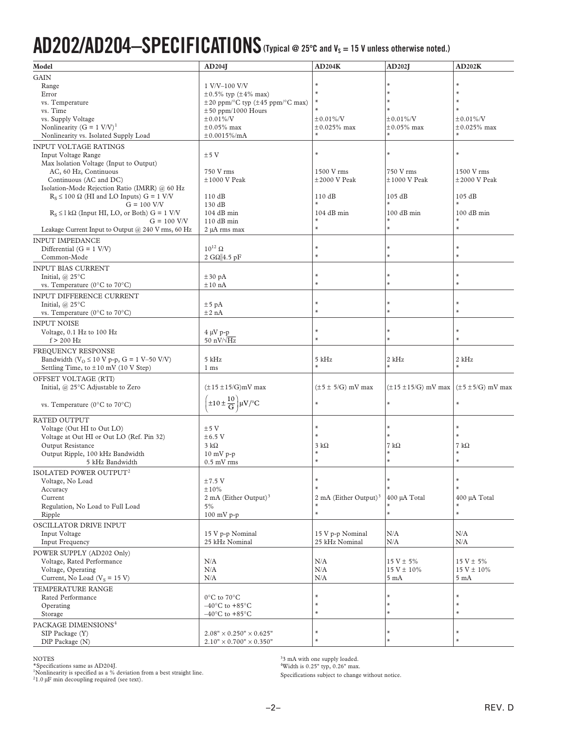# AD202/AD204–SPECIFICATIONS (Typical @ 25°C and $V_S$ = 15 V unless otherwise noted.)

| Model | AD204J | AD204K | AD202J | AD202K |
|---|---|---|---|---|
| **GAIN** | | | | |
| Range | 1 V/V–100 V/V | * | * | * |
| Error | ±0.5% typ (±4% max) | * | * | * |
| vs. Temperature | ±20 ppm/°C typ (±45 ppm/°C max) | * | * | * |
| vs. Time | ±50 ppm/1000 Hours | * | * | * |
| vs. Supply Voltage | ±0.01%/V | ±0.01%/V | ±0.01%/V | ±0.01%/V |
| Nonlinearity (G = 1 V/V)[1] | ±0.05% max | ±0.025% max | ±0.05% max | ±0.025% max |
| Nonlinearity vs. Isolated Supply Load | ±0.0015%/mA | * | * | * |
| **INPUT VOLTAGE RATINGS** | | | | |
| Input Voltage Range | ±5 V | * | * | * |
| Max Isolation Voltage (Input to Output) | | | | |
| AC, 60 Hz, Continuous | 750 V rms | 1500 V rms | 750 V rms | 1500 V rms |
| Continuous (AC and DC) | ±1000 V Peak | ±2000 V Peak | ±1000 V Peak | ±2000 V Peak |
| Isolation-Mode Rejection Ratio (IMRR) @ 60 Hz | | | | |
| $R_S$ ≤ 100 Ω (HI and LO Inputs) G = 1 V/V | 110 dB | 110 dB | 105 dB | 105 dB |
| G = 100 V/V | 130 dB | * | * | * |
| $R_S$ ≤ 1 kΩ (Input HI, LO, or Both) G = 1 V/V | 104 dB min | 104 dB min | 100 dB min | 100 dB min |
| G = 100 V/V | 110 dB min | * | * | * |
| Leakage Current Input to Output @ 240 V rms, 60 Hz | 2 µA rms max | * | * | * |
| **INPUT IMPEDANCE** | | | | |
| Differential (G = 1 V/V) | $10^{12}$ Ω | * | * | * |
| Common-Mode | 2 GΩ‖4.5 pF | * | * | * |
| **INPUT BIAS CURRENT** | | | | |
| Initial, @ 25°C | ±30 pA | * | * | * |
| vs. Temperature (0°C to 70°C) | ±10 nA | * | * | * |
| **INPUT DIFFERENCE CURRENT** | | | | |
| Initial, @ 25°C | ±5 pA | * | * | * |
| vs. Temperature (0°C to 70°C) | ±2 nA | * | * | * |
| **INPUT NOISE** | | | | |
| Voltage, 0.1 Hz to 100 Hz | 4 µV p-p | * | * | * |
| f > 200 Hz | 50 nV/√Hz | * | * | * |
| **FREQUENCY RESPONSE** | | | | |
| Bandwidth ($V_O$ ≤ 10 V p-p, G = 1 V–50 V/V) | 5 kHz | 5 kHz | 2 kHz | 2 kHz |
| Settling Time, to ±10 mV (10 V Step) | 1 ms | * | * | * |
| **OFFSET VOLTAGE (RTI)** | | | | |
| Initial, @ 25°C Adjustable to Zero | (±15 ±15/G)mV max | (±5 ± 5/G) mV max | (±15 ±15/G) mV max | (±5 ±5/G) mV max |
| vs. Temperature (0°C to 70°C) | $\left(\pm10\pm\frac{10}{G}\right)\mu V/°C$ | * | * | * |
| **RATED OUTPUT** | | | | |
| Voltage (Out HI to Out LO) | ±5 V | * | * | * |
| Voltage at Out HI or Out LO (Ref. Pin 32) | ±6.5 V | * | * | * |
| Output Resistance | 3 kΩ | 3 kΩ | 7 kΩ | 7 kΩ |
| Output Ripple, 100 kHz Bandwidth | 10 mV p-p | * | * | * |
| 5 kHz Bandwidth | 0.5 mV rms | * | * | * |
| **ISOLATED POWER OUTPUT**[2] | | | | |
| Voltage, No Load | ±7.5 V | * | * | * |
| Accuracy | ±10% | * | * | * |
| Current | 2 mA (Either Output)[3] | 2 mA (Either Output)[3] | 400 µA Total | 400 µA Total |
| Regulation, No Load to Full Load | 5% | * | * | * |
| Ripple | 100 mV p-p | * | * | * |
| **OSCILLATOR DRIVE INPUT** | | | | |
| Input Voltage | 15 V p-p Nominal | 15 V p-p Nominal | N/A | N/A |
| Input Frequency | 25 kHz Nominal | 25 kHz Nominal | N/A | N/A |
| **POWER SUPPLY (AD202 Only)** | | | | |
| Voltage, Rated Performance | N/A | N/A | 15 V ± 5% | 15 V ± 5% |
| Voltage, Operating | N/A | N/A | 15 V ± 10% | 15 V ± 10% |
| Current, No Load ($V_S$ = 15 V) | N/A | N/A | 5 mA | 5 mA |
| **TEMPERATURE RANGE** | | | | |
| Rated Performance | 0°C to 70°C | * | * | * |
| Operating | –40°C to +85°C | * | * | * |
| Storage | –40°C to +85°C | * | * | * |
| **PACKAGE DIMENSIONS**[4] | | | | |
| SIP Package (Y) | 2.08" × 0.250" × 0.625" | * | * | * |
| DIP Package (N) | 2.10" × 0.700" × 0.350" | * | * | * |

NOTES

*Specifications same as AD204J.

[1]Nonlinearity is specified as a % deviation from a best straight line.

[2]1.0 µF min decoupling required (see text).

[3]3 mA with one supply loaded.

[4]Width is 0.25" typ, 0.26" max.

Specifications subject to change without notice.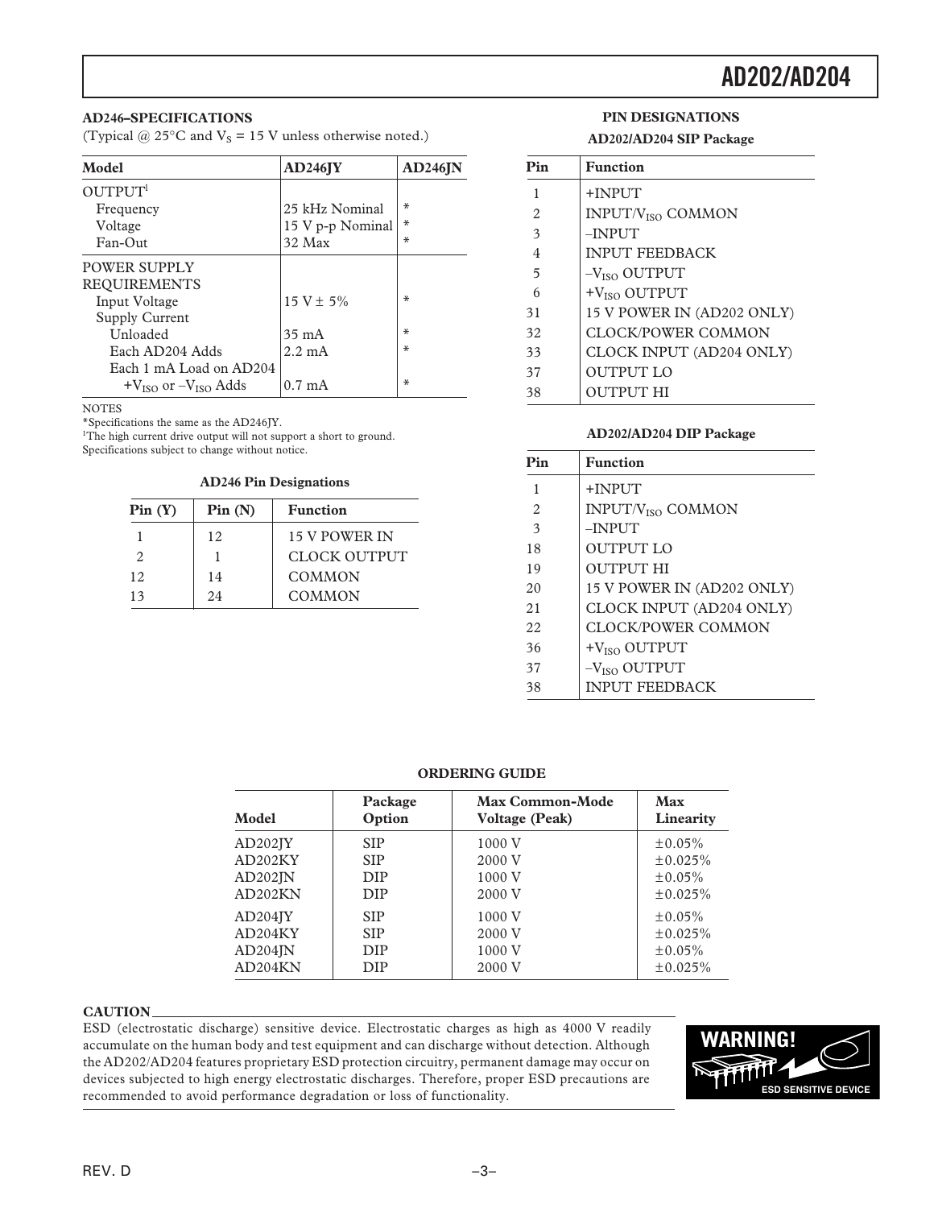## AD246–SPECIFICATIONS

(Typical @ 25°C and $V_S$ = 15 V unless otherwise noted.)

| Model | AD246JY | AD246JN |
|---|---|---|
| OUTPUT[1] | | |
| Frequency | 25 kHz Nominal | * |
| Voltage | 15 V p-p Nominal | * |
| Fan-Out | 32 Max | * |
| POWER SUPPLY REQUIREMENTS | | |
| Input Voltage | 15 V ± 5% | * |
| Supply Current | | |
| Unloaded | 35 mA | * |
| Each AD204 Adds | 2.2 mA | * |
| Each 1 mA Load on AD204 $+V_{ISO}$ or $–V_{ISO}$ Adds | 0.7 mA | * |

NOTES

*Specifications the same as the AD246JY.

[1]The high current drive output will not support a short to ground.

Specifications subject to change without notice.

**AD246 Pin Designations**

| Pin (Y) | Pin (N) | Function |
|---|---|---|
| 1 | 12 | 15 V POWER IN |
| 2 | 1 | CLOCK OUTPUT |
| 12 | 14 | COMMON |
| 13 | 24 | COMMON |

## PIN DESIGNATIONS

**AD202/AD204 SIP Package**

| Pin | Function |
|---|---|
| 1 | +INPUT |
| 2 | INPUT/$V_{ISO}$ COMMON |
| 3 | –INPUT |
| 4 | INPUT FEEDBACK |
| 5 | $–V_{ISO}$ OUTPUT |
| 6 | $+V_{ISO}$ OUTPUT |
| 31 | 15 V POWER IN (AD202 ONLY) |
| 32 | CLOCK/POWER COMMON |
| 33 | CLOCK INPUT (AD204 ONLY) |
| 37 | OUTPUT LO |
| 38 | OUTPUT HI |

**AD202/AD204 DIP Package**

| Pin | Function |
|---|---|
| 1 | +INPUT |
| 2 | INPUT/$V_{ISO}$ COMMON |
| 3 | –INPUT |
| 18 | OUTPUT LO |
| 19 | OUTPUT HI |
| 20 | 15 V POWER IN (AD202 ONLY) |
| 21 | CLOCK INPUT (AD204 ONLY) |
| 22 | CLOCK/POWER COMMON |
| 36 | $+V_{ISO}$ OUTPUT |
| 37 | $–V_{ISO}$ OUTPUT |
| 38 | INPUT FEEDBACK |

## ORDERING GUIDE

| Model | Package Option | Max Common-Mode Voltage (Peak) | Max Linearity |
|---|---|---|---|
| AD202JY | SIP | 1000 V | ±0.05% |
| AD202KY | SIP | 2000 V | ±0.025% |
| AD202JN | DIP | 1000 V | ±0.05% |
| AD202KN | DIP | 2000 V | ±0.025% |
| AD204JY | SIP | 1000 V | ±0.05% |
| AD204KY | SIP | 2000 V | ±0.025% |
| AD204JN | DIP | 1000 V | ±0.05% |
| AD204KN | DIP | 2000 V | ±0.025% |

**CAUTION**

ESD (electrostatic discharge) sensitive device. Electrostatic charges as high as 4000 V readily accumulate on the human body and test equipment and can discharge without detection. Although the AD202/AD204 features proprietary ESD protection circuitry, permanent damage may occur on devices subjected to high energy electrostatic discharges. Therefore, proper ESD precautions are recommended to avoid performance degradation or loss of functionality.

WARNING! ESD SENSITIVE DEVICE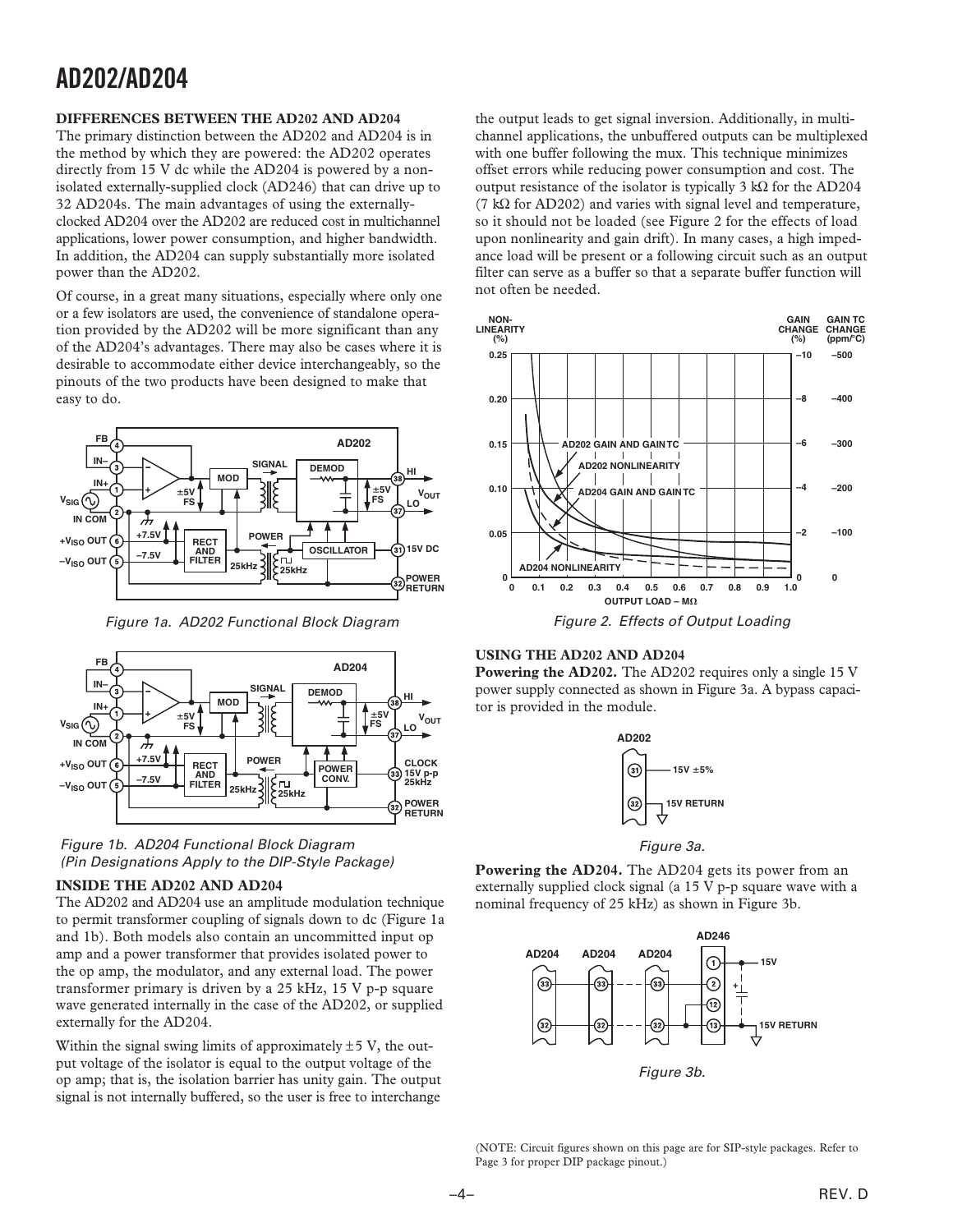## DIFFERENCES BETWEEN THE AD202 AND AD204

The primary distinction between the AD202 and AD204 is in the method by which they are powered: the AD202 operates directly from 15 V dc while the AD204 is powered by a non-isolated externally-supplied clock (AD246) that can drive up to 32 AD204s. The main advantages of using the externally-clocked AD204 over the AD202 are reduced cost in multichannel applications, lower power consumption, and higher bandwidth. In addition, the AD204 can supply substantially more isolated power than the AD202.

Of course, in a great many situations, especially where only one or a few isolators are used, the convenience of standalone operation provided by the AD202 will be more significant than any of the AD204's advantages. There may also be cases where it is desirable to accommodate either device interchangeably, so the pinouts of the two products have been designed to make that easy to do.

*Figure 1a. AD202 Functional Block Diagram*

*Figure 1b. AD204 Functional Block Diagram (Pin Designations Apply to the DIP-Style Package)*

## INSIDE THE AD202 AND AD204

The AD202 and AD204 use an amplitude modulation technique to permit transformer coupling of signals down to dc (Figure 1a and 1b). Both models also contain an uncommitted input op amp and a power transformer that provides isolated power to the op amp, the modulator, and any external load. The power transformer primary is driven by a 25 kHz, 15 V p-p square wave generated internally in the case of the AD202, or supplied externally for the AD204.

Within the signal swing limits of approximately ±5 V, the output voltage of the isolator is equal to the output voltage of the op amp; that is, the isolation barrier has unity gain. The output signal is not internally buffered, so the user is free to interchange the output leads to get signal inversion. Additionally, in multichannel applications, the unbuffered outputs can be multiplexed with one buffer following the mux. This technique minimizes offset errors while reducing power consumption and cost. The output resistance of the isolator is typically 3 kΩ for the AD204 (7 kΩ for AD202) and varies with signal level and temperature, so it should not be loaded (see Figure 2 for the effects of load upon nonlinearity and gain drift). In many cases, a high impedance load will be present or a following circuit such as an output filter can serve as a buffer so that a separate buffer function will not often be needed.

*Figure 2. Effects of Output Loading*

## USING THE AD202 AND AD204

**Powering the AD202.** The AD202 requires only a single 15 V power supply connected as shown in Figure 3a. A bypass capacitor is provided in the module.

*Figure 3a.*

**Powering the AD204.** The AD204 gets its power from an externally supplied clock signal (a 15 V p-p square wave with a nominal frequency of 25 kHz) as shown in Figure 3b.

*Figure 3b.*

(NOTE: Circuit figures shown on this page are for SIP-style packages. Refer to Page 3 for proper DIP package pinout.)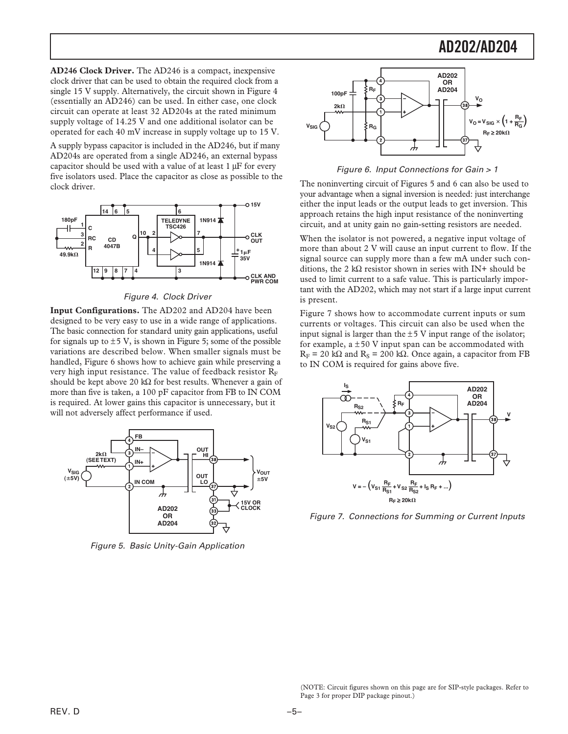**AD246 Clock Driver.** The AD246 is a compact, inexpensive clock driver that can be used to obtain the required clock from a single 15 V supply. Alternatively, the circuit shown in Figure 4 (essentially an AD246) can be used. In either case, one clock circuit can operate at least 32 AD204s at the rated minimum supply voltage of 14.25 V and one additional isolator can be operated for each 40 mV increase in supply voltage up to 15 V.

A supply bypass capacitor is included in the AD246, but if many AD204s are operated from a single AD246, an external bypass capacitor should be used with a value of at least 1 µF for every five isolators used. Place the capacitor as close as possible to the clock driver.

*Figure 4. Clock Driver*

**Input Configurations.** The AD202 and AD204 have been designed to be very easy to use in a wide range of applications. The basic connection for standard unity gain applications, useful for signals up to ±5 V, is shown in Figure 5; some of the possible variations are described below. When smaller signals must be handled, Figure 6 shows how to achieve gain while preserving a very high input resistance. The value of feedback resistor $R_F$ should be kept above 20 kΩ for best results. Whenever a gain of more than five is taken, a 100 pF capacitor from FB to IN COM is required. At lower gains this capacitor is unnecessary, but it will not adversely affect performance if used.

*Figure 5. Basic Unity-Gain Application*

$$V_O = V_{SIG} \times \left(1 + \frac{R_F}{R_G}\right)$$

$R_F \geq 20\text{k}\Omega$

*Figure 6. Input Connections for Gain > 1*

The noninverting circuit of Figures 5 and 6 can also be used to your advantage when a signal inversion is needed: just interchange either the input leads or the output leads to get inversion. This approach retains the high input resistance of the noninverting circuit, and at unity gain no gain-setting resistors are needed.

When the isolator is not powered, a negative input voltage of more than about 2 V will cause an input current to flow. If the signal source can supply more than a few mA under such conditions, the 2 kΩ resistor shown in series with IN+ should be used to limit current to a safe value. This is particularly important with the AD202, which may not start if a large input current is present.

Figure 7 shows how to accommodate current inputs or sum currents or voltages. This circuit can also be used when the input signal is larger than the ±5 V input range of the isolator; for example, a ±50 V input span can be accommodated with $R_F$ = 20 kΩ and $R_S$ = 200 kΩ. Once again, a capacitor from FB to IN COM is required for gains above five.

$$V = -\left(V_{S1}\frac{R_F}{R_{S1}} + V_{S2}\frac{R_F}{R_{S2}} + I_S R_F + \ldots\right)$$

$R_F \geq 20\text{k}\Omega$

*Figure 7. Connections for Summing or Current Inputs*

(NOTE: Circuit figures shown on this page are for SIP-style packages. Refer to Page 3 for proper DIP package pinout.)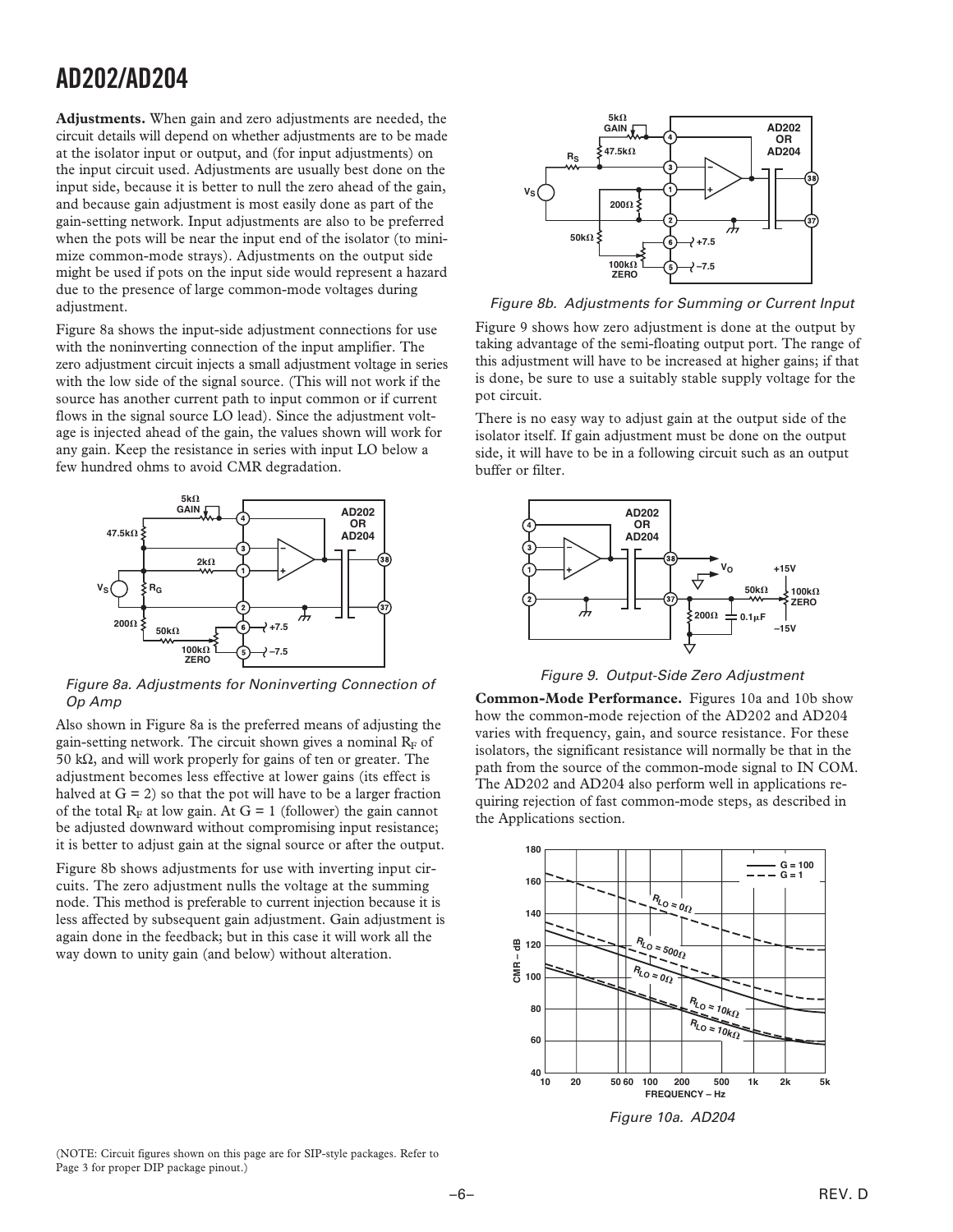**Adjustments.** When gain and zero adjustments are needed, the circuit details will depend on whether adjustments are to be made at the isolator input or output, and (for input adjustments) on the input circuit used. Adjustments are usually best done on the input side, because it is better to null the zero ahead of the gain, and because gain adjustment is most easily done as part of the gain-setting network. Input adjustments are also to be preferred when the pots will be near the input end of the isolator (to minimize common-mode strays). Adjustments on the output side might be used if pots on the input side would represent a hazard due to the presence of large common-mode voltages during adjustment.

Figure 8a shows the input-side adjustment connections for use with the noninverting connection of the input amplifier. The zero adjustment circuit injects a small adjustment voltage in series with the low side of the signal source. (This will not work if the source has another current path to input common or if current flows in the signal source LO lead). Since the adjustment voltage is injected ahead of the gain, the values shown will work for any gain. Keep the resistance in series with input LO below a few hundred ohms to avoid CMR degradation.

*Figure 8a. Adjustments for Noninverting Connection of Op Amp*

Also shown in Figure 8a is the preferred means of adjusting the gain-setting network. The circuit shown gives a nominal $R_F$ of 50 kΩ, and will work properly for gains of ten or greater. The adjustment becomes less effective at lower gains (its effect is halved at G = 2) so that the pot will have to be a larger fraction of the total $R_F$ at low gain. At G = 1 (follower) the gain cannot be adjusted downward without compromising input resistance; it is better to adjust gain at the signal source or after the output.

Figure 8b shows adjustments for use with inverting input circuits. The zero adjustment nulls the voltage at the summing node. This method is preferable to current injection because it is less affected by subsequent gain adjustment. Gain adjustment is again done in the feedback; but in this case it will work all the way down to unity gain (and below) without alteration.

*Figure 8b. Adjustments for Summing or Current Input*

Figure 9 shows how zero adjustment is done at the output by taking advantage of the semi-floating output port. The range of this adjustment will have to be increased at higher gains; if that is done, be sure to use a suitably stable supply voltage for the pot circuit.

There is no easy way to adjust gain at the output side of the isolator itself. If gain adjustment must be done on the output side, it will have to be in a following circuit such as an output buffer or filter.

*Figure 9. Output-Side Zero Adjustment*

**Common-Mode Performance.** Figures 10a and 10b show how the common-mode rejection of the AD202 and AD204 varies with frequency, gain, and source resistance. For these isolators, the significant resistance will normally be that in the path from the source of the common-mode signal to IN COM. The AD202 and AD204 also perform well in applications requiring rejection of fast common-mode steps, as described in the Applications section.

*Figure 10a. AD204*

(NOTE: Circuit figures shown on this page are for SIP-style packages. Refer to Page 3 for proper DIP package pinout.)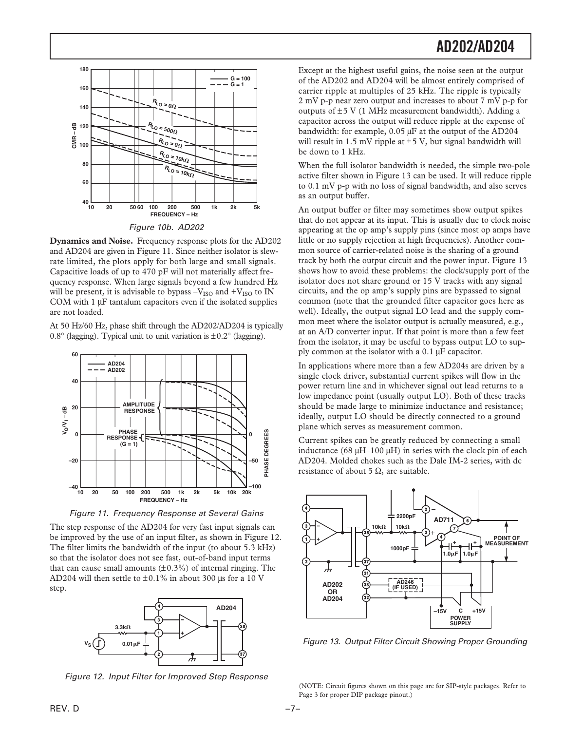Figure 10b. AD202

**Dynamics and Noise.** Frequency response plots for the AD202 and AD204 are given in Figure 11. Since neither isolator is slew-rate limited, the plots apply for both large and small signals. Capacitive loads of up to 470 pF will not materially affect frequency response. When large signals beyond a few hundred Hz will be present, it is advisable to bypass $-V_{ISO}$ and $+V_{ISO}$ to IN COM with 1 µF tantalum capacitors even if the isolated supplies are not loaded.

At 50 Hz/60 Hz, phase shift through the AD202/AD204 is typically 0.8° (lagging). Typical unit to unit variation is ±0.2° (lagging).

Figure 11. Frequency Response at Several Gains

The step response of the AD204 for very fast input signals can be improved by the use of an input filter, as shown in Figure 12. The filter limits the bandwidth of the input (to about 5.3 kHz) so that the isolator does not see fast, out-of-band input terms that can cause small amounts (±0.3%) of internal ringing. The AD204 will then settle to ±0.1% in about 300 µs for a 10 V step.

Figure 12. Input Filter for Improved Step Response

Except at the highest useful gains, the noise seen at the output of the AD202 and AD204 will be almost entirely comprised of carrier ripple at multiples of 25 kHz. The ripple is typically 2 mV p-p near zero output and increases to about 7 mV p-p for outputs of ±5 V (1 MHz measurement bandwidth). Adding a capacitor across the output will reduce ripple at the expense of bandwidth: for example, 0.05 µF at the output of the AD204 will result in 1.5 mV ripple at ±5 V, but signal bandwidth will be down to 1 kHz.

When the full isolator bandwidth is needed, the simple two-pole active filter shown in Figure 13 can be used. It will reduce ripple to 0.1 mV p-p with no loss of signal bandwidth, and also serves as an output buffer.

An output buffer or filter may sometimes show output spikes that do not appear at its input. This is usually due to clock noise appearing at the op amp's supply pins (since most op amps have little or no supply rejection at high frequencies). Another common source of carrier-related noise is the sharing of a ground track by both the output circuit and the power input. Figure 13 shows how to avoid these problems: the clock/supply port of the isolator does not share ground or 15 V tracks with any signal circuits, and the op amp's supply pins are bypassed to signal common (note that the grounded filter capacitor goes here as well). Ideally, the output signal LO lead and the supply common meet where the isolator output is actually measured, e.g., at an A/D converter input. If that point is more than a few feet from the isolator, it may be useful to bypass output LO to supply common at the isolator with a 0.1 µF capacitor.

In applications where more than a few AD204s are driven by a single clock driver, substantial current spikes will flow in the power return line and in whichever signal out lead returns to a low impedance point (usually output LO). Both of these tracks should be made large to minimize inductance and resistance; ideally, output LO should be directly connected to a ground plane which serves as measurement common.

Current spikes can be greatly reduced by connecting a small inductance (68 µH–100 µH) in series with the clock pin of each AD204. Molded chokes such as the Dale IM-2 series, with dc resistance of about 5 Ω, are suitable.

Figure 13. Output Filter Circuit Showing Proper Grounding

(NOTE: Circuit figures shown on this page are for SIP-style packages. Refer to Page 3 for proper DIP package pinout.)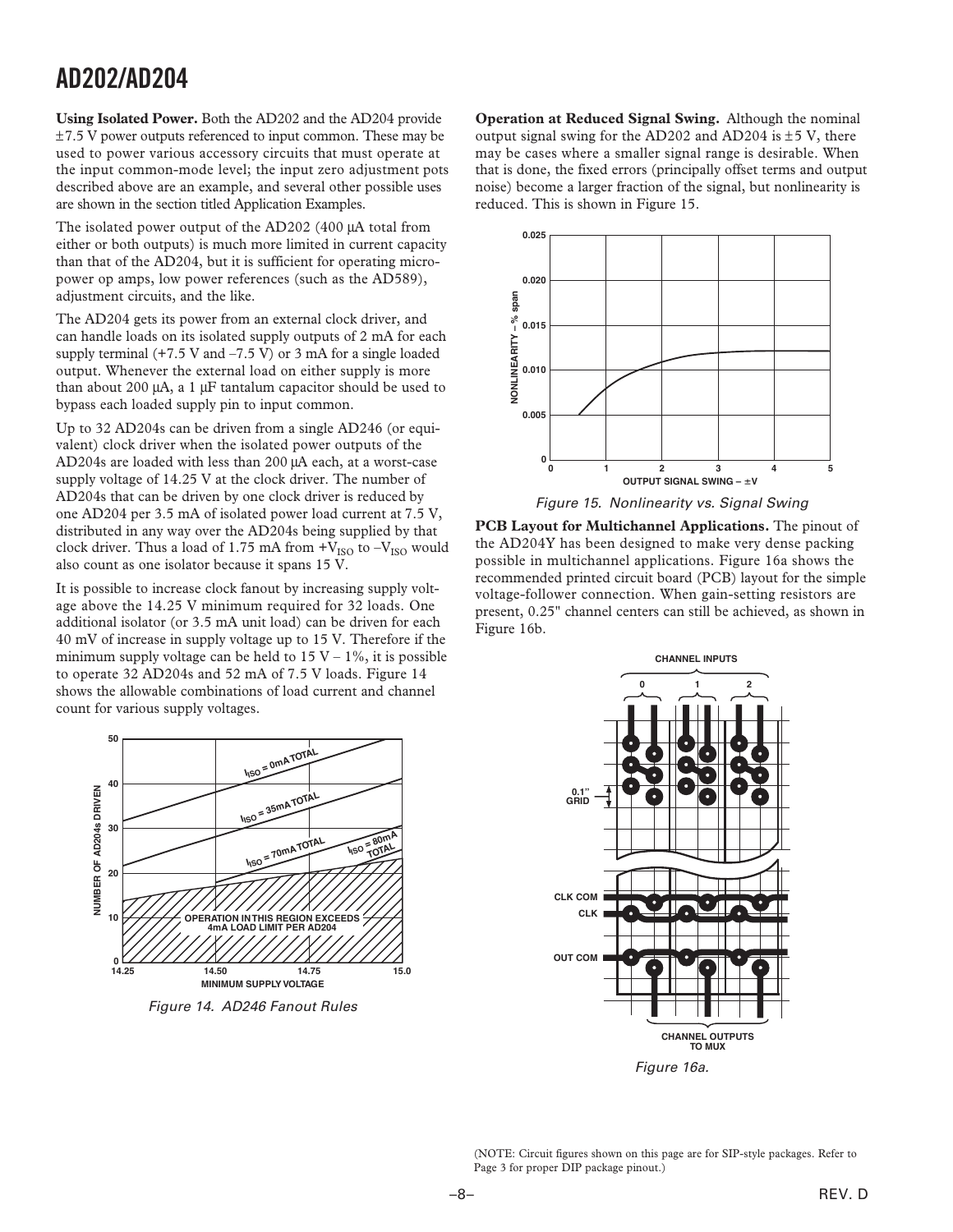**Using Isolated Power.** Both the AD202 and the AD204 provide ±7.5 V power outputs referenced to input common. These may be used to power various accessory circuits that must operate at the input common-mode level; the input zero adjustment pots described above are an example, and several other possible uses are shown in the section titled Application Examples.

The isolated power output of the AD202 (400 µA total from either or both outputs) is much more limited in current capacity than that of the AD204, but it is sufficient for operating micropower op amps, low power references (such as the AD589), adjustment circuits, and the like.

The AD204 gets its power from an external clock driver, and can handle loads on its isolated supply outputs of 2 mA for each supply terminal (+7.5 V and –7.5 V) or 3 mA for a single loaded output. Whenever the external load on either supply is more than about 200 µA, a 1 µF tantalum capacitor should be used to bypass each loaded supply pin to input common.

Up to 32 AD204s can be driven from a single AD246 (or equivalent) clock driver when the isolated power outputs of the AD204s are loaded with less than 200 µA each, at a worst-case supply voltage of 14.25 V at the clock driver. The number of AD204s that can be driven by one clock driver is reduced by one AD204 per 3.5 mA of isolated power load current at 7.5 V, distributed in any way over the AD204s being supplied by that clock driver. Thus a load of 1.75 mA from $+V_{ISO}$ to $-V_{ISO}$ would also count as one isolator because it spans 15 V.

It is possible to increase clock fanout by increasing supply voltage above the 14.25 V minimum required for 32 loads. One additional isolator (or 3.5 mA unit load) can be driven for each 40 mV of increase in supply voltage up to 15 V. Therefore if the minimum supply voltage can be held to 15 V – 1%, it is possible to operate 32 AD204s and 52 mA of 7.5 V loads. Figure 14 shows the allowable combinations of load current and channel count for various supply voltages.

Figure 14. AD246 Fanout Rules

**Operation at Reduced Signal Swing.** Although the nominal output signal swing for the AD202 and AD204 is ±5 V, there may be cases where a smaller signal range is desirable. When that is done, the fixed errors (principally offset terms and output noise) become a larger fraction of the signal, but nonlinearity is reduced. This is shown in Figure 15.

Figure 15. Nonlinearity vs. Signal Swing

**PCB Layout for Multichannel Applications.** The pinout of the AD204Y has been designed to make very dense packing possible in multichannel applications. Figure 16a shows the recommended printed circuit board (PCB) layout for the simple voltage-follower connection. When gain-setting resistors are present, 0.25" channel centers can still be achieved, as shown in Figure 16b.

Figure 16a.

(NOTE: Circuit figures shown on this page are for SIP-style packages. Refer to Page 3 for proper DIP package pinout.)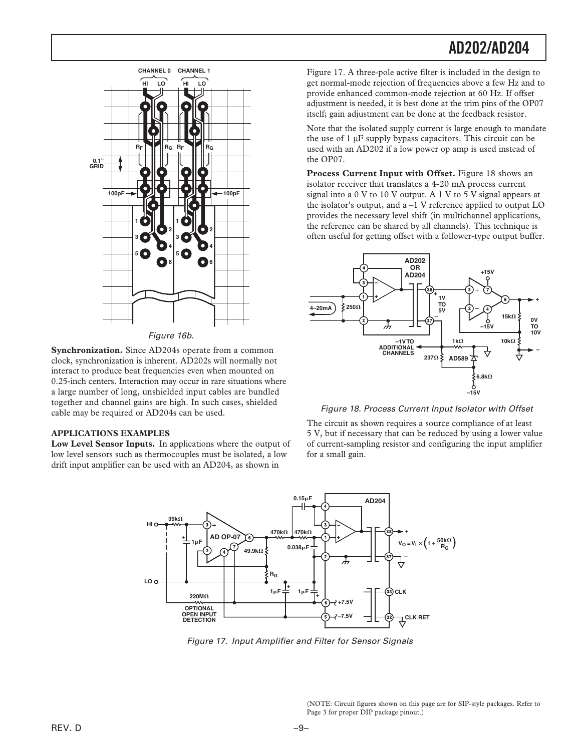Figure 16b.

**Synchronization.** Since AD204s operate from a common clock, synchronization is inherent. AD202s will normally not interact to produce beat frequencies even when mounted on 0.25-inch centers. Interaction may occur in rare situations where a large number of long, unshielded input cables are bundled together and channel gains are high. In such cases, shielded cable may be required or AD204s can be used.

### APPLICATIONS EXAMPLES

**Low Level Sensor Inputs.** In applications where the output of low level sensors such as thermocouples must be isolated, a low drift input amplifier can be used with an AD204, as shown in Figure 17. A three-pole active filter is included in the design to get normal-mode rejection of frequencies above a few Hz and to provide enhanced common-mode rejection at 60 Hz. If offset adjustment is needed, it is best done at the trim pins of the OP07 itself; gain adjustment can be done at the feedback resistor.

Note that the isolated supply current is large enough to mandate the use of 1 µF supply bypass capacitors. This circuit can be used with an AD202 if a low power op amp is used instead of the OP07.

**Process Current Input with Offset.** Figure 18 shows an isolator receiver that translates a 4-20 mA process current signal into a 0 V to 10 V output. A 1 V to 5 V signal appears at the isolator's output, and a –1 V reference applied to output LO provides the necessary level shift (in multichannel applications, the reference can be shared by all channels). This technique is often useful for getting offset with a follower-type output buffer.

Figure 18. Process Current Input Isolator with Offset

The circuit as shown requires a source compliance of at least 5 V, but if necessary that can be reduced by using a lower value of current-sampling resistor and configuring the input amplifier for a small gain.

$$V_O = V_I \times \left(1 + \frac{50k\Omega}{R_G}\right)$$

Figure 17. Input Amplifier and Filter for Sensor Signals

(NOTE: Circuit figures shown on this page are for SIP-style packages. Refer to Page 3 for proper DIP package pinout.)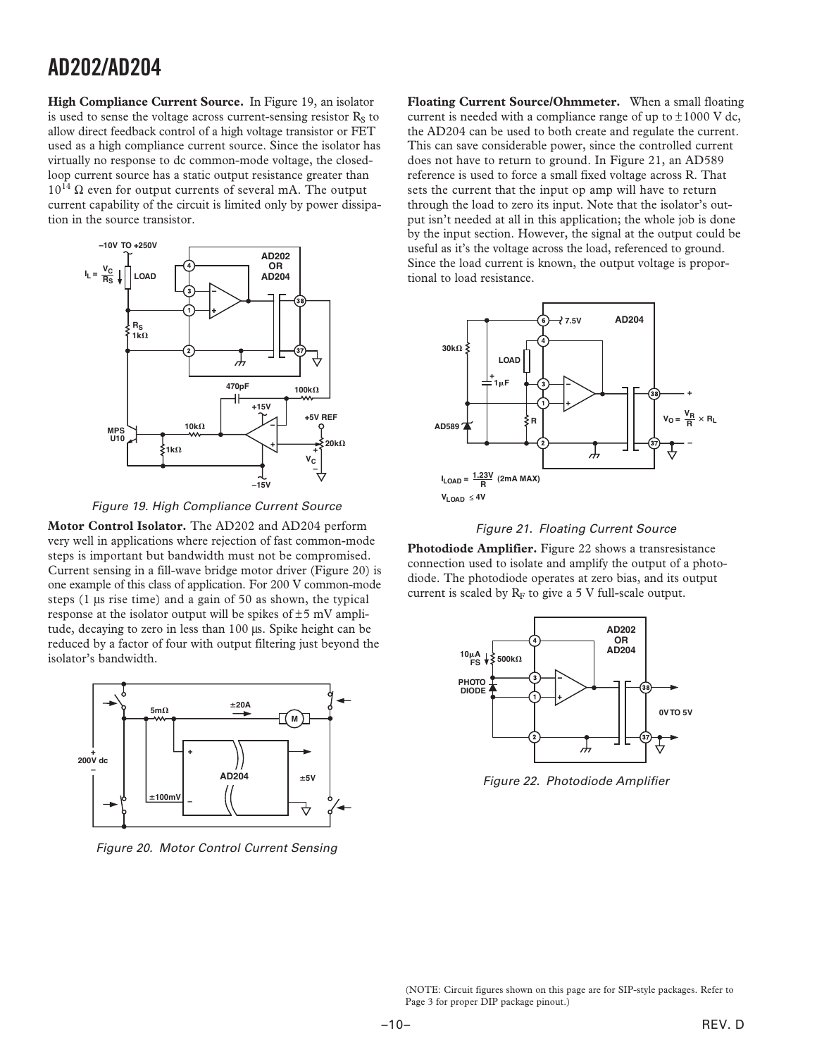**High Compliance Current Source.** In Figure 19, an isolator is used to sense the voltage across current-sensing resistor $R_S$ to allow direct feedback control of a high voltage transistor or FET used as a high compliance current source. Since the isolator has virtually no response to dc common-mode voltage, the closed-loop current source has a static output resistance greater than $10^{14}$ Ω even for output currents of several mA. The output current capability of the circuit is limited only by power dissipation in the source transistor.

*Figure 19. High Compliance Current Source*

**Motor Control Isolator.** The AD202 and AD204 perform very well in applications where rejection of fast common-mode steps is important but bandwidth must not be compromised. Current sensing in a fill-wave bridge motor driver (Figure 20) is one example of this class of application. For 200 V common-mode steps (1 µs rise time) and a gain of 50 as shown, the typical response at the isolator output will be spikes of ±5 mV amplitude, decaying to zero in less than 100 µs. Spike height can be reduced by a factor of four with output filtering just beyond the isolator's bandwidth.

*Figure 20. Motor Control Current Sensing*

**Floating Current Source/Ohmmeter.** When a small floating current is needed with a compliance range of up to ±1000 V dc, the AD204 can be used to both create and regulate the current. This can save considerable power, since the controlled current does not have to return to ground. In Figure 21, an AD589 reference is used to force a small fixed voltage across R. That sets the current that the input op amp will have to return through the load to zero its input. Note that the isolator's output isn't needed at all in this application; the whole job is done by the input section. However, the signal at the output could be useful as it's the voltage across the load, referenced to ground. Since the load current is known, the output voltage is proportional to load resistance.

*Figure 21. Floating Current Source*

**Photodiode Amplifier.** Figure 22 shows a transresistance connection used to isolate and amplify the output of a photodiode. The photodiode operates at zero bias, and its output current is scaled by $R_F$ to give a 5 V full-scale output.

*Figure 22. Photodiode Amplifier*

(NOTE: Circuit figures shown on this page are for SIP-style packages. Refer to Page 3 for proper DIP package pinout.)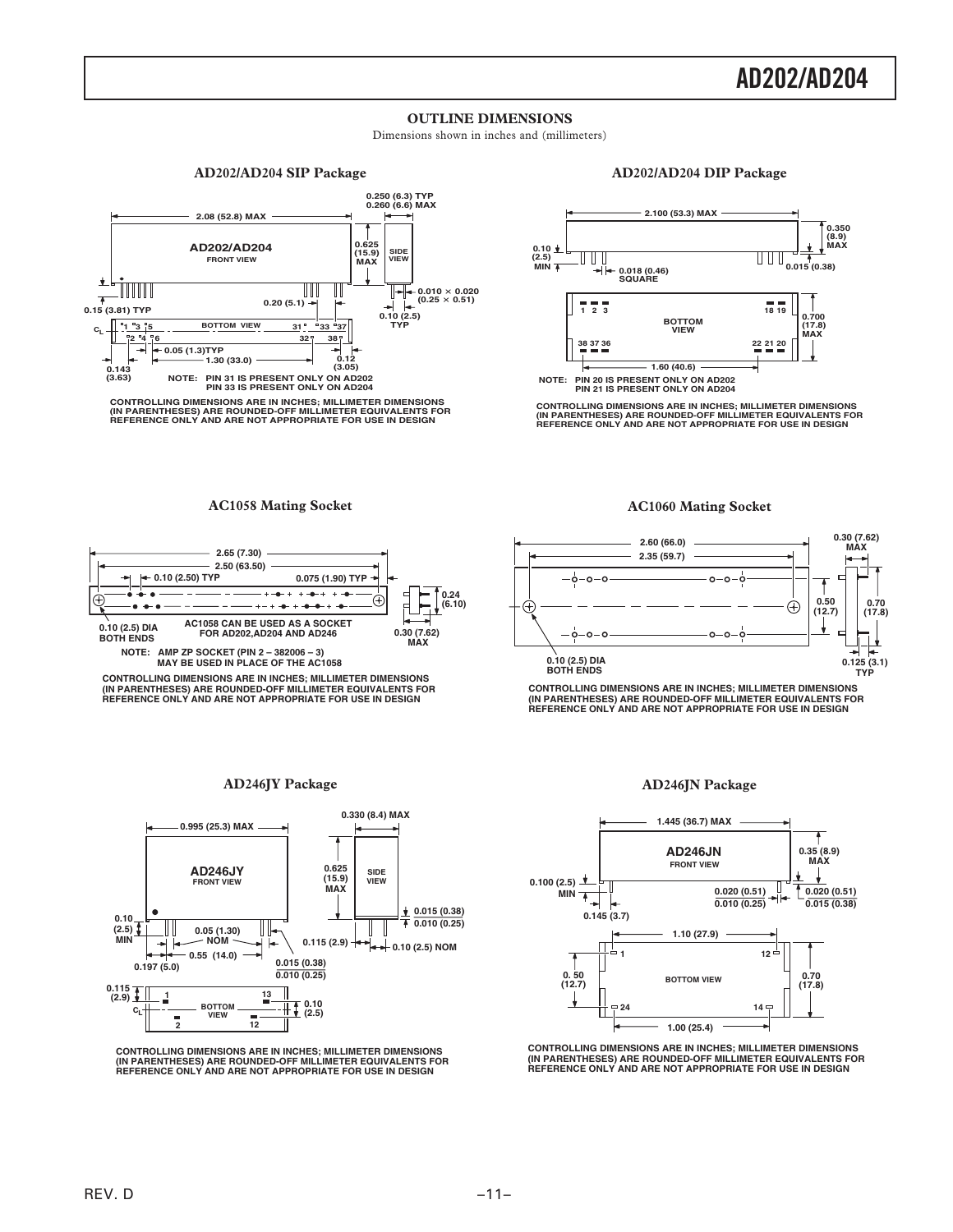## OUTLINE DIMENSIONS

Dimensions shown in inches and (millimeters)

### AD202/AD204 SIP Package

AD202/AD204 FRONT VIEW

2.08 (52.8) MAX

0.250 (6.3) TYP
0.260 (6.6) MAX

0.625 (15.9) MAX

SIDE VIEW

0.010 × 0.020 (0.25 × 0.51)

0.10 (2.5) TYP

0.15 (3.81) TYP

0.20 (5.1)

BOTTOM VIEW

0.05 (1.3)TYP

1.30 (33.0)

0.143 (3.63)

0.12 (3.05)

NOTE: PIN 31 IS PRESENT ONLY ON AD202
PIN 33 IS PRESENT ONLY ON AD204

CONTROLLING DIMENSIONS ARE IN INCHES; MILLIMETER DIMENSIONS (IN PARENTHESES) ARE ROUNDED-OFF MILLIMETER EQUIVALENTS FOR REFERENCE ONLY AND ARE NOT APPROPRIATE FOR USE IN DESIGN

### AD202/AD204 DIP Package

2.100 (53.3) MAX

0.350 (8.9) MAX

0.10 (2.5) MIN

0.018 (0.46) SQUARE

0.015 (0.38)

BOTTOM VIEW

0.700 (17.8) MAX

1.60 (40.6)

NOTE: PIN 20 IS PRESENT ONLY ON AD202
PIN 21 IS PRESENT ONLY ON AD204

CONTROLLING DIMENSIONS ARE IN INCHES; MILLIMETER DIMENSIONS (IN PARENTHESES) ARE ROUNDED-OFF MILLIMETER EQUIVALENTS FOR REFERENCE ONLY AND ARE NOT APPROPRIATE FOR USE IN DESIGN

### AC1058 Mating Socket

2.65 (7.30)

2.50 (63.50)

0.10 (2.50) TYP

0.075 (1.90) TYP

0.24 (6.10)

0.10 (2.5) DIA BOTH ENDS

AC1058 CAN BE USED AS A SOCKET FOR AD202,AD204 AND AD246

0.30 (7.62) MAX

NOTE: AMP ZP SOCKET (PIN 2 – 382006 – 3) MAY BE USED IN PLACE OF THE AC1058

CONTROLLING DIMENSIONS ARE IN INCHES; MILLIMETER DIMENSIONS (IN PARENTHESES) ARE ROUNDED-OFF MILLIMETER EQUIVALENTS FOR REFERENCE ONLY AND ARE NOT APPROPRIATE FOR USE IN DESIGN

### AC1060 Mating Socket

2.60 (66.0)

2.35 (59.7)

0.30 (7.62) MAX

0.50 (12.7)

0.70 (17.8)

0.10 (2.5) DIA BOTH ENDS

0.125 (3.1) TYP

CONTROLLING DIMENSIONS ARE IN INCHES; MILLIMETER DIMENSIONS (IN PARENTHESES) ARE ROUNDED-OFF MILLIMETER EQUIVALENTS FOR REFERENCE ONLY AND ARE NOT APPROPRIATE FOR USE IN DESIGN

### AD246JY Package

0.995 (25.3) MAX

0.330 (8.4) MAX

AD246JY FRONT VIEW

0.625 (15.9) MAX

SIDE VIEW

0.015 (0.38) / 0.010 (0.25)

0.10 (2.5) MIN

0.05 (1.30) NOM

0.55 (14.0)

0.197 (5.0)

0.115 (2.9)

0.10 (2.5) NOM

0.015 (0.38) / 0.010 (0.25)

0.115 (2.9)

BOTTOM VIEW

0.10 (2.5)

CONTROLLING DIMENSIONS ARE IN INCHES; MILLIMETER DIMENSIONS (IN PARENTHESES) ARE ROUNDED-OFF MILLIMETER EQUIVALENTS FOR REFERENCE ONLY AND ARE NOT APPROPRIATE FOR USE IN DESIGN

### AD246JN Package

1.445 (36.7) MAX

AD246JN FRONT VIEW

0.35 (8.9) MAX

0.100 (2.5) MIN

0.020 (0.51) / 0.010 (0.25)

0.020 (0.51) / 0.015 (0.38)

0.145 (3.7)

1.10 (27.9)

0.50 (12.7)

BOTTOM VIEW

0.70 (17.8)

1.00 (25.4)

CONTROLLING DIMENSIONS ARE IN INCHES; MILLIMETER DIMENSIONS (IN PARENTHESES) ARE ROUNDED-OFF MILLIMETER EQUIVALENTS FOR REFERENCE ONLY AND ARE NOT APPROPRIATE FOR USE IN DESIGN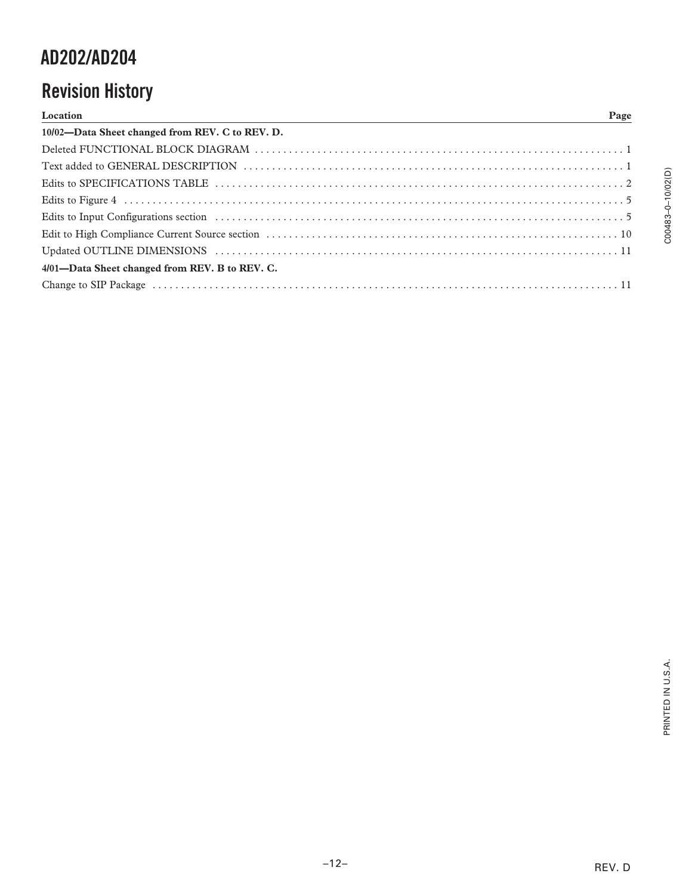## Revision History

| Location | Page |
|---|---|
| **10/02—Data Sheet changed from REV. C to REV. D.** | |
| Deleted FUNCTIONAL BLOCK DIAGRAM | 1 |
| Text added to GENERAL DESCRIPTION | 1 |
| Edits to SPECIFICATIONS TABLE | 2 |
| Edits to Figure 4 | 5 |
| Edits to Input Configurations section | 5 |
| Edit to High Compliance Current Source section | 10 |
| Updated OUTLINE DIMENSIONS | 11 |
| **4/01—Data Sheet changed from REV. B to REV. C.** | |
| Change to SIP Package | 11 |

C00483–0–10/02(D)

PRINTED IN U.S.A.